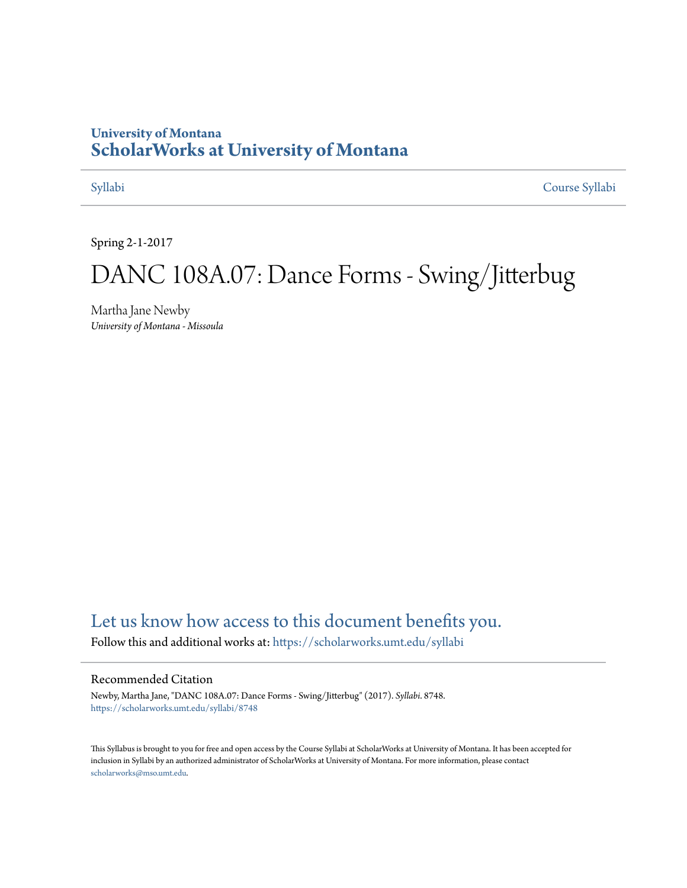University of Montana

# ScholarWorks at University of Montana

Syllabi | Course Syllabi

Spring 2-1-2017

# DANC 108A.07: Dance Forms - Swing/Jitterbug

Martha Jane Newby
*University of Montana - Missoula*

## Let us know how access to this document benefits you.

Follow this and additional works at: https://scholarworks.umt.edu/syllabi

### Recommended Citation

Newby, Martha Jane, "DANC 108A.07: Dance Forms - Swing/Jitterbug" (2017). *Syllabi*. 8748.
https://scholarworks.umt.edu/syllabi/8748

This Syllabus is brought to you for free and open access by the Course Syllabi at ScholarWorks at University of Montana. It has been accepted for inclusion in Syllabi by an authorized administrator of ScholarWorks at University of Montana. For more information, please contact scholarworks@mso.umt.edu.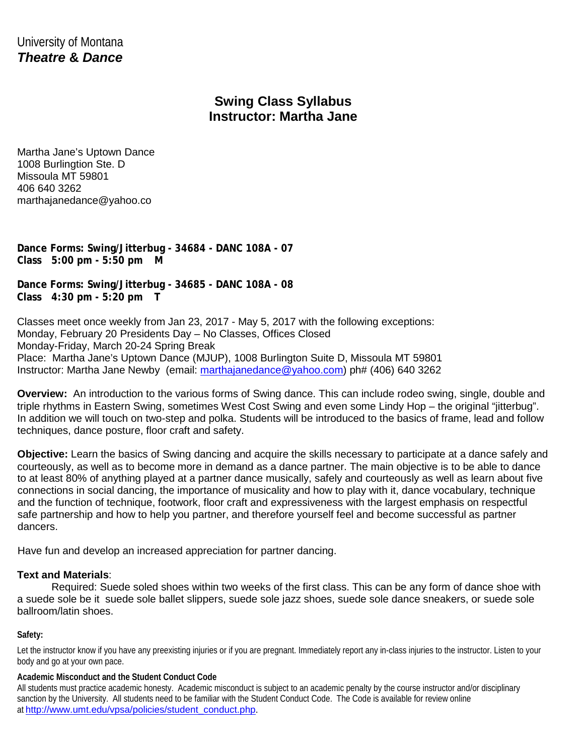University of Montana
***Theatre & Dance***

## Swing Class Syllabus
## Instructor: Martha Jane

Martha Jane's Uptown Dance
1008 Burlingtion Ste. D
Missoula MT 59801
406 640 3262
marthajanedance@yahoo.co

**Dance Forms: Swing/Jitterbug - 34684 - DANC 108A - 07**
**Class 5:00 pm - 5:50 pm M**

**Dance Forms: Swing/Jitterbug - 34685 - DANC 108A - 08**
**Class 4:30 pm - 5:20 pm T**

Classes meet once weekly from Jan 23, 2017 - May 5, 2017 with the following exceptions:
Monday, February 20 Presidents Day – No Classes, Offices Closed
Monday-Friday, March 20-24 Spring Break
Place: Martha Jane's Uptown Dance (MJUP), 1008 Burlington Suite D, Missoula MT 59801
Instructor: Martha Jane Newby (email: marthajanedance@yahoo.com) ph# (406) 640 3262

**Overview:** An introduction to the various forms of Swing dance. This can include rodeo swing, single, double and triple rhythms in Eastern Swing, sometimes West Cost Swing and even some Lindy Hop – the original "jitterbug". In addition we will touch on two-step and polka. Students will be introduced to the basics of frame, lead and follow techniques, dance posture, floor craft and safety.

**Objective:** Learn the basics of Swing dancing and acquire the skills necessary to participate at a dance safely and courteously, as well as to become more in demand as a dance partner. The main objective is to be able to dance to at least 80% of anything played at a partner dance musically, safely and courteously as well as learn about five connections in social dancing, the importance of musicality and how to play with it, dance vocabulary, technique and the function of technique, footwork, floor craft and expressiveness with the largest emphasis on respectful safe partnership and how to help you partner, and therefore yourself feel and become successful as partner dancers.

Have fun and develop an increased appreciation for partner dancing.

**Text and Materials**:

Required: Suede soled shoes within two weeks of the first class. This can be any form of dance shoe with a suede sole be it suede sole ballet slippers, suede sole jazz shoes, suede sole dance sneakers, or suede sole ballroom/latin shoes.

**Safety:**

Let the instructor know if you have any preexisting injuries or if you are pregnant. Immediately report any in-class injuries to the instructor. Listen to your body and go at your own pace.

**Academic Misconduct and the Student Conduct Code**

All students must practice academic honesty. Academic misconduct is subject to an academic penalty by the course instructor and/or disciplinary sanction by the University. All students need to be familiar with the Student Conduct Code. The Code is available for review online at http://www.umt.edu/vpsa/policies/student_conduct.php.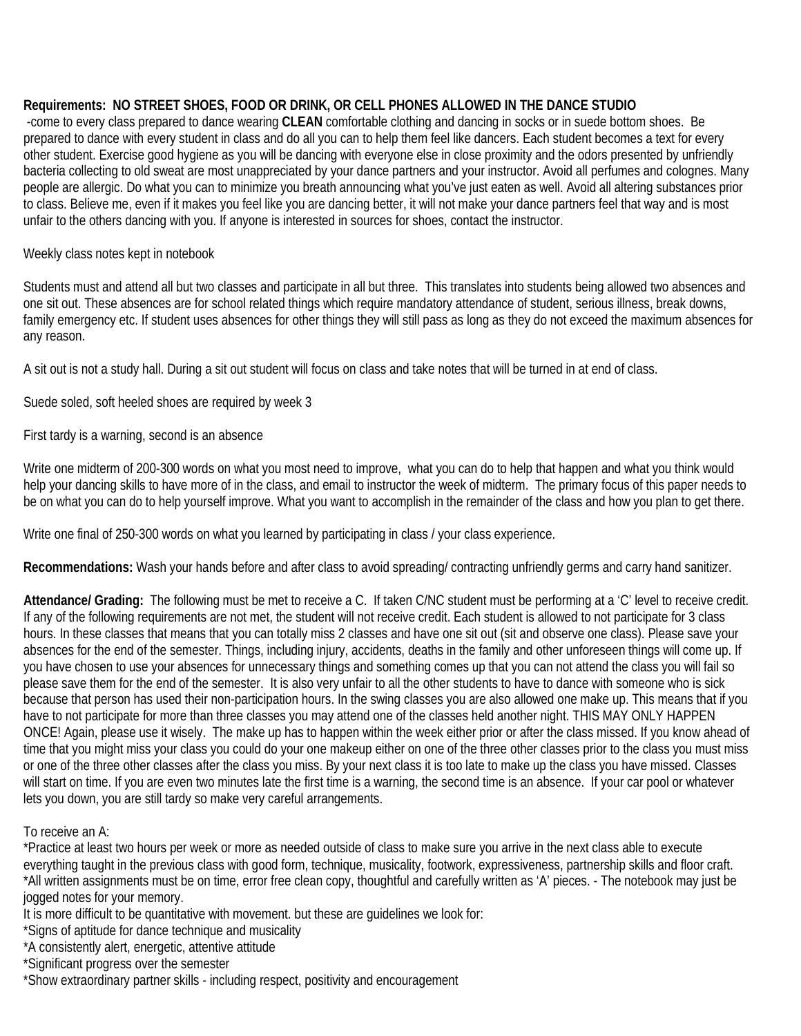**Requirements: NO STREET SHOES, FOOD OR DRINK, OR CELL PHONES ALLOWED IN THE DANCE STUDIO**
-come to every class prepared to dance wearing **CLEAN** comfortable clothing and dancing in socks or in suede bottom shoes. Be prepared to dance with every student in class and do all you can to help them feel like dancers. Each student becomes a text for every other student. Exercise good hygiene as you will be dancing with everyone else in close proximity and the odors presented by unfriendly bacteria collecting to old sweat are most unappreciated by your dance partners and your instructor. Avoid all perfumes and colognes. Many people are allergic. Do what you can to minimize you breath announcing what you've just eaten as well. Avoid all altering substances prior to class. Believe me, even if it makes you feel like you are dancing better, it will not make your dance partners feel that way and is most unfair to the others dancing with you. If anyone is interested in sources for shoes, contact the instructor.

Weekly class notes kept in notebook

Students must and attend all but two classes and participate in all but three. This translates into students being allowed two absences and one sit out. These absences are for school related things which require mandatory attendance of student, serious illness, break downs, family emergency etc. If student uses absences for other things they will still pass as long as they do not exceed the maximum absences for any reason.

A sit out is not a study hall. During a sit out student will focus on class and take notes that will be turned in at end of class.

Suede soled, soft heeled shoes are required by week 3

First tardy is a warning, second is an absence

Write one midterm of 200-300 words on what you most need to improve, what you can do to help that happen and what you think would help your dancing skills to have more of in the class, and email to instructor the week of midterm. The primary focus of this paper needs to be on what you can do to help yourself improve. What you want to accomplish in the remainder of the class and how you plan to get there.

Write one final of 250-300 words on what you learned by participating in class / your class experience.

**Recommendations:** Wash your hands before and after class to avoid spreading/ contracting unfriendly germs and carry hand sanitizer.

**Attendance/ Grading:** The following must be met to receive a C. If taken C/NC student must be performing at a 'C' level to receive credit. If any of the following requirements are not met, the student will not receive credit. Each student is allowed to not participate for 3 class hours. In these classes that means that you can totally miss 2 classes and have one sit out (sit and observe one class). Please save your absences for the end of the semester. Things, including injury, accidents, deaths in the family and other unforeseen things will come up. If you have chosen to use your absences for unnecessary things and something comes up that you can not attend the class you will fail so please save them for the end of the semester. It is also very unfair to all the other students to have to dance with someone who is sick because that person has used their non-participation hours. In the swing classes you are also allowed one make up. This means that if you have to not participate for more than three classes you may attend one of the classes held another night. THIS MAY ONLY HAPPEN ONCE! Again, please use it wisely. The make up has to happen within the week either prior or after the class missed. If you know ahead of time that you might miss your class you could do your one makeup either on one of the three other classes prior to the class you must miss or one of the three other classes after the class you miss. By your next class it is too late to make up the class you have missed. Classes will start on time. If you are even two minutes late the first time is a warning, the second time is an absence. If your car pool or whatever lets you down, you are still tardy so make very careful arrangements.

To receive an A:
*Practice at least two hours per week or more as needed outside of class to make sure you arrive in the next class able to execute everything taught in the previous class with good form, technique, musicality, footwork, expressiveness, partnership skills and floor craft.
*All written assignments must be on time, error free clean copy, thoughtful and carefully written as 'A' pieces. - The notebook may just be jogged notes for your memory.
It is more difficult to be quantitative with movement. but these are guidelines we look for:
*Signs of aptitude for dance technique and musicality
*A consistently alert, energetic, attentive attitude
*Significant progress over the semester
*Show extraordinary partner skills - including respect, positivity and encouragement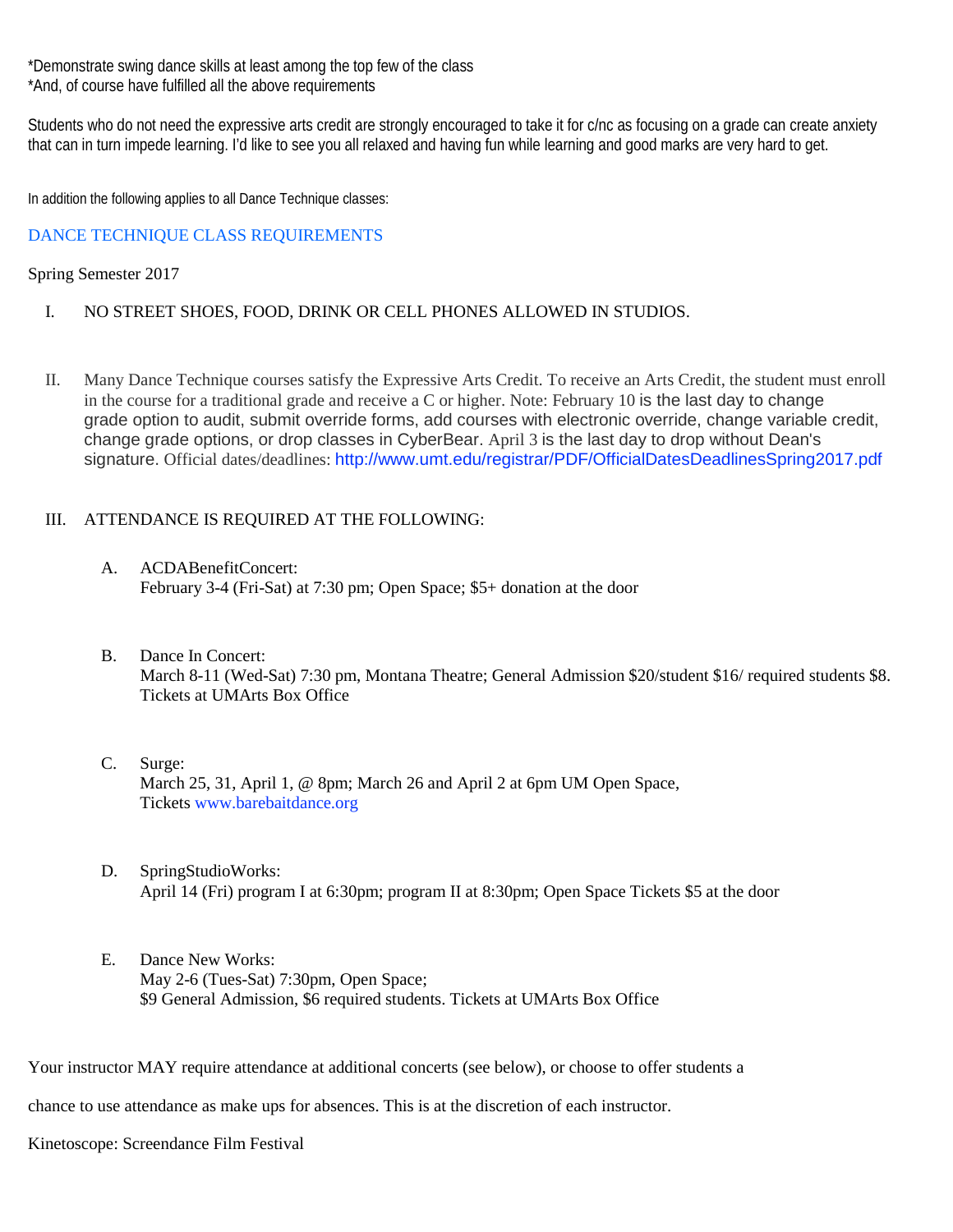*Demonstrate swing dance skills at least among the top few of the class
*And, of course have fulfilled all the above requirements

Students who do not need the expressive arts credit are strongly encouraged to take it for c/nc as focusing on a grade can create anxiety that can in turn impede learning. I'd like to see you all relaxed and having fun while learning and good marks are very hard to get.

In addition the following applies to all Dance Technique classes:

## DANCE TECHNIQUE CLASS REQUIREMENTS

Spring Semester 2017

I. NO STREET SHOES, FOOD, DRINK OR CELL PHONES ALLOWED IN STUDIOS.

II. Many Dance Technique courses satisfy the Expressive Arts Credit. To receive an Arts Credit, the student must enroll in the course for a traditional grade and receive a C or higher. Note: February 10 is the last day to change grade option to audit, submit override forms, add courses with electronic override, change variable credit, change grade options, or drop classes in CyberBear. April 3 is the last day to drop without Dean's signature. Official dates/deadlines: http://www.umt.edu/registrar/PDF/OfficialDatesDeadlinesSpring2017.pdf

III. ATTENDANCE IS REQUIRED AT THE FOLLOWING:

A. ACDABenefitConcert:
February 3-4 (Fri-Sat) at 7:30 pm; Open Space; $5+ donation at the door

B. Dance In Concert:
March 8-11 (Wed-Sat) 7:30 pm, Montana Theatre; General Admission $20/student $16/ required students $8. Tickets at UMArts Box Office

C. Surge:
March 25, 31, April 1, @ 8pm; March 26 and April 2 at 6pm UM Open Space,
Tickets www.barebaitdance.org

D. SpringStudioWorks:
April 14 (Fri) program I at 6:30pm; program II at 8:30pm; Open Space Tickets $5 at the door

E. Dance New Works:
May 2-6 (Tues-Sat) 7:30pm, Open Space;
$9 General Admission, $6 required students. Tickets at UMArts Box Office

Your instructor MAY require attendance at additional concerts (see below), or choose to offer students a

chance to use attendance as make ups for absences. This is at the discretion of each instructor.

Kinetoscope: Screendance Film Festival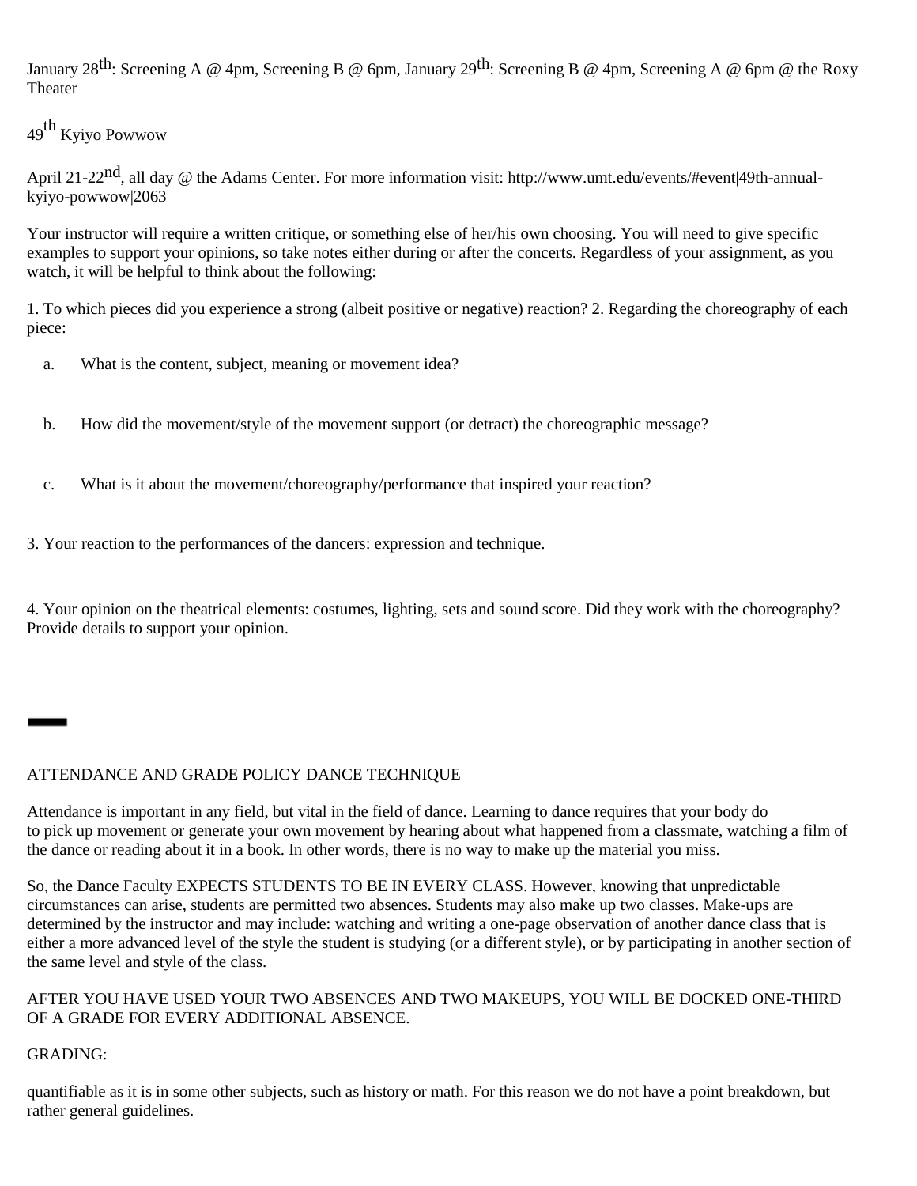January 28th: Screening A @ 4pm, Screening B @ 6pm, January 29th: Screening B @ 4pm, Screening A @ 6pm @ the Roxy Theater

49th Kyiyo Powwow

April 21-22nd, all day @ the Adams Center. For more information visit: http://www.umt.edu/events/#event|49th-annual-kyiyo-powwow|2063

Your instructor will require a written critique, or something else of her/his own choosing. You will need to give specific examples to support your opinions, so take notes either during or after the concerts. Regardless of your assignment, as you watch, it will be helpful to think about the following:

1. To which pieces did you experience a strong (albeit positive or negative) reaction? 2. Regarding the choreography of each piece:

   a. What is the content, subject, meaning or movement idea?

   b. How did the movement/style of the movement support (or detract) the choreographic message?

   c. What is it about the movement/choreography/performance that inspired your reaction?

3. Your reaction to the performances of the dancers: expression and technique.

4. Your opinion on the theatrical elements: costumes, lighting, sets and sound score. Did they work with the choreography? Provide details to support your opinion.

---

ATTENDANCE AND GRADE POLICY DANCE TECHNIQUE

Attendance is important in any field, but vital in the field of dance. Learning to dance requires that your body do
to pick up movement or generate your own movement by hearing about what happened from a classmate, watching a film of the dance or reading about it in a book. In other words, there is no way to make up the material you miss.

So, the Dance Faculty EXPECTS STUDENTS TO BE IN EVERY CLASS. However, knowing that unpredictable circumstances can arise, students are permitted two absences. Students may also make up two classes. Make-ups are determined by the instructor and may include: watching and writing a one-page observation of another dance class that is either a more advanced level of the style the student is studying (or a different style), or by participating in another section of the same level and style of the class.

AFTER YOU HAVE USED YOUR TWO ABSENCES AND TWO MAKEUPS, YOU WILL BE DOCKED ONE-THIRD OF A GRADE FOR EVERY ADDITIONAL ABSENCE.

GRADING:

quantifiable as it is in some other subjects, such as history or math. For this reason we do not have a point breakdown, but rather general guidelines.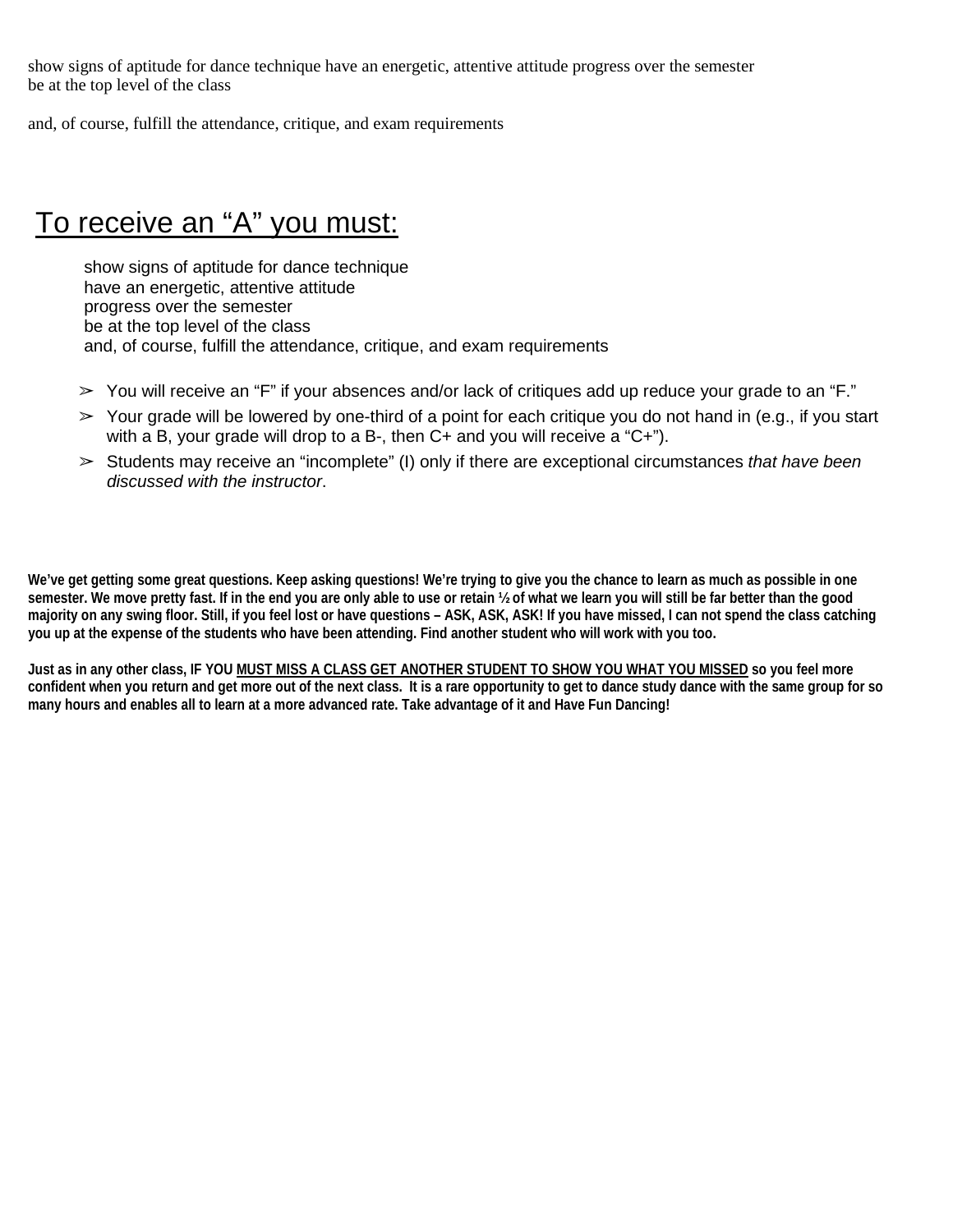show signs of aptitude for dance technique have an energetic, attentive attitude progress over the semester
be at the top level of the class

and, of course, fulfill the attendance, critique, and exam requirements

## To receive an “A” you must:

show signs of aptitude for dance technique
have an energetic, attentive attitude
progress over the semester
be at the top level of the class
and, of course, fulfill the attendance, critique, and exam requirements

- You will receive an “F” if your absences and/or lack of critiques add up reduce your grade to an “F.”
- Your grade will be lowered by one-third of a point for each critique you do not hand in (e.g., if you start with a B, your grade will drop to a B-, then C+ and you will receive a “C+”).
- Students may receive an “incomplete” (I) only if there are exceptional circumstances *that have been discussed with the instructor*.

**We’ve get getting some great questions. Keep asking questions! We’re trying to give you the chance to learn as much as possible in one semester. We move pretty fast. If in the end you are only able to use or retain ½ of what we learn you will still be far better than the good majority on any swing floor. Still, if you feel lost or have questions – ASK, ASK, ASK! If you have missed, I can not spend the class catching you up at the expense of the students who have been attending. Find another student who will work with you too.**

**Just as in any other class, IF YOU <u>MUST MISS A CLASS GET ANOTHER STUDENT TO SHOW YOU WHAT YOU MISSED</u> so you feel more confident when you return and get more out of the next class. It is a rare opportunity to get to dance study dance with the same group for so many hours and enables all to learn at a more advanced rate. Take advantage of it and Have Fun Dancing!**